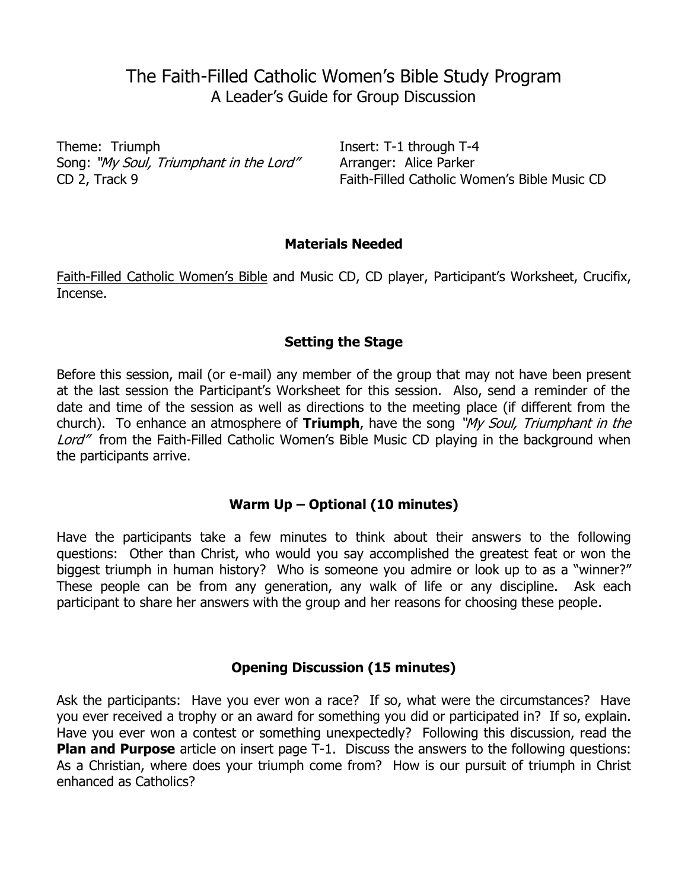# The Faith-Filled Catholic Women's Bible Study Program
## A Leader's Guide for Group Discussion

Theme: Triumph
Song: *"My Soul, Triumphant in the Lord"*
CD 2, Track 9

Insert: T-1 through T-4
Arranger: Alice Parker
Faith-Filled Catholic Women's Bible Music CD

### Materials Needed

Faith-Filled Catholic Women's Bible and Music CD, CD player, Participant's Worksheet, Crucifix, Incense.

### Setting the Stage

Before this session, mail (or e-mail) any member of the group that may not have been present at the last session the Participant's Worksheet for this session. Also, send a reminder of the date and time of the session as well as directions to the meeting place (if different from the church). To enhance an atmosphere of **Triumph**, have the song *"My Soul, Triumphant in the Lord"* from the Faith-Filled Catholic Women's Bible Music CD playing in the background when the participants arrive.

### Warm Up – Optional (10 minutes)

Have the participants take a few minutes to think about their answers to the following questions: Other than Christ, who would you say accomplished the greatest feat or won the biggest triumph in human history? Who is someone you admire or look up to as a "winner?" These people can be from any generation, any walk of life or any discipline. Ask each participant to share her answers with the group and her reasons for choosing these people.

### Opening Discussion (15 minutes)

Ask the participants: Have you ever won a race? If so, what were the circumstances? Have you ever received a trophy or an award for something you did or participated in? If so, explain. Have you ever won a contest or something unexpectedly? Following this discussion, read the **Plan and Purpose** article on insert page T-1. Discuss the answers to the following questions: As a Christian, where does your triumph come from? How is our pursuit of triumph in Christ enhanced as Catholics?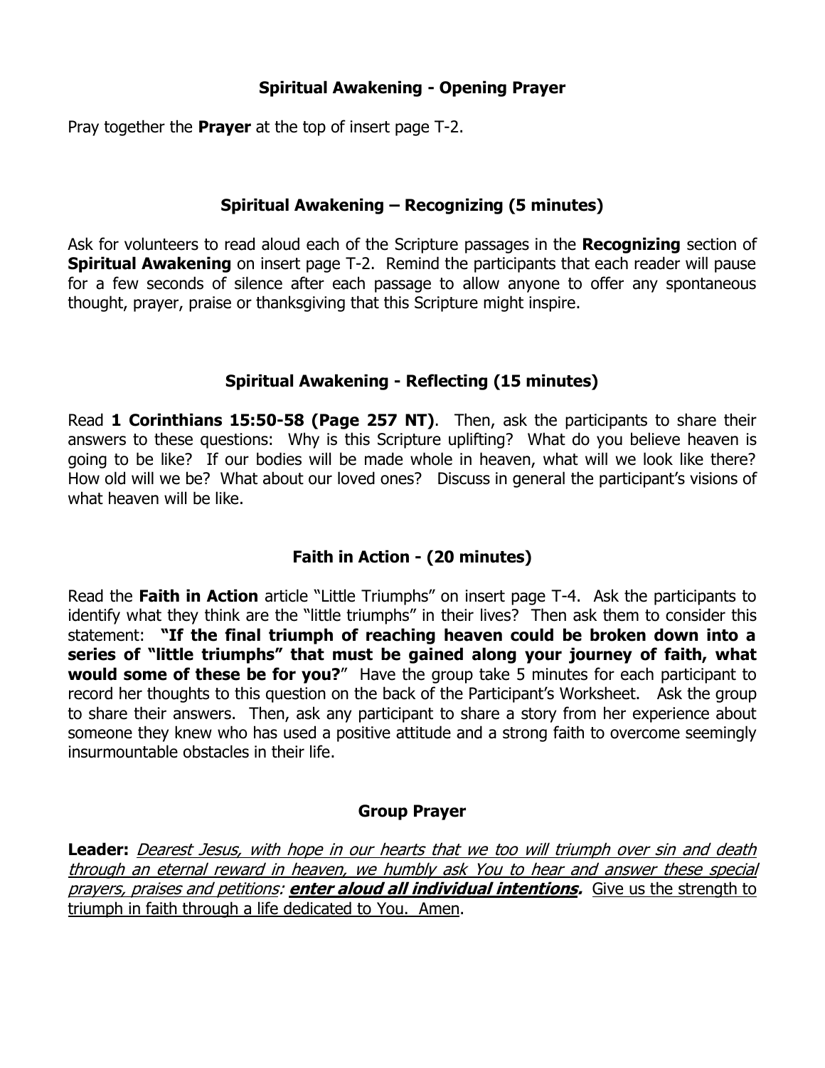## Spiritual Awakening - Opening Prayer

Pray together the **Prayer** at the top of insert page T-2.

## Spiritual Awakening – Recognizing (5 minutes)

Ask for volunteers to read aloud each of the Scripture passages in the **Recognizing** section of **Spiritual Awakening** on insert page T-2. Remind the participants that each reader will pause for a few seconds of silence after each passage to allow anyone to offer any spontaneous thought, prayer, praise or thanksgiving that this Scripture might inspire.

## Spiritual Awakening - Reflecting (15 minutes)

Read **1 Corinthians 15:50-58 (Page 257 NT)**. Then, ask the participants to share their answers to these questions: Why is this Scripture uplifting? What do you believe heaven is going to be like? If our bodies will be made whole in heaven, what will we look like there? How old will we be? What about our loved ones? Discuss in general the participant's visions of what heaven will be like.

## Faith in Action - (20 minutes)

Read the **Faith in Action** article "Little Triumphs" on insert page T-4. Ask the participants to identify what they think are the "little triumphs" in their lives? Then ask them to consider this statement: **"If the final triumph of reaching heaven could be broken down into a series of "little triumphs" that must be gained along your journey of faith, what would some of these be for you?**" Have the group take 5 minutes for each participant to record her thoughts to this question on the back of the Participant's Worksheet. Ask the group to share their answers. Then, ask any participant to share a story from her experience about someone they knew who has used a positive attitude and a strong faith to overcome seemingly insurmountable obstacles in their life.

## Group Prayer

**Leader:** *Dearest Jesus, with hope in our hearts that we too will triumph over sin and death through an eternal reward in heaven, we humbly ask You to hear and answer these special prayers, praises and petitions:* ***enter aloud all individual intentions.*** Give us the strength to triumph in faith through a life dedicated to You. Amen.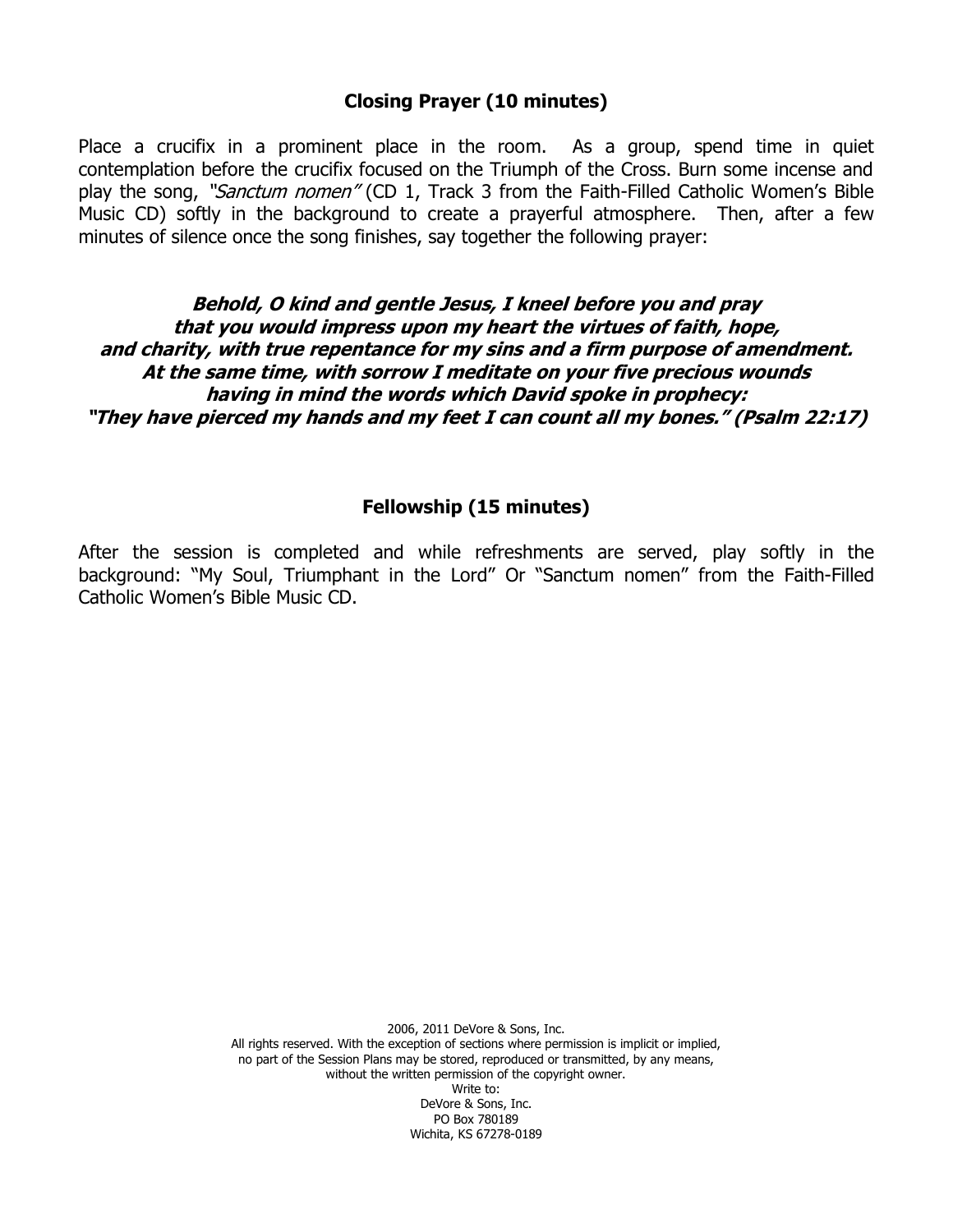## Closing Prayer (10 minutes)

Place a crucifix in a prominent place in the room. As a group, spend time in quiet contemplation before the crucifix focused on the Triumph of the Cross. Burn some incense and play the song, *"Sanctum nomen"* (CD 1, Track 3 from the Faith-Filled Catholic Women's Bible Music CD) softly in the background to create a prayerful atmosphere. Then, after a few minutes of silence once the song finishes, say together the following prayer:

***Behold, O kind and gentle Jesus, I kneel before you and pray that you would impress upon my heart the virtues of faith, hope, and charity, with true repentance for my sins and a firm purpose of amendment. At the same time, with sorrow I meditate on your five precious wounds having in mind the words which David spoke in prophecy: "They have pierced my hands and my feet I can count all my bones." (Psalm 22:17)***

## Fellowship (15 minutes)

After the session is completed and while refreshments are served, play softly in the background: "My Soul, Triumphant in the Lord" Or "Sanctum nomen" from the Faith-Filled Catholic Women's Bible Music CD.

2006, 2011 DeVore & Sons, Inc.
All rights reserved. With the exception of sections where permission is implicit or implied, no part of the Session Plans may be stored, reproduced or transmitted, by any means, without the written permission of the copyright owner.
Write to:
DeVore & Sons, Inc.
PO Box 780189
Wichita, KS 67278-0189